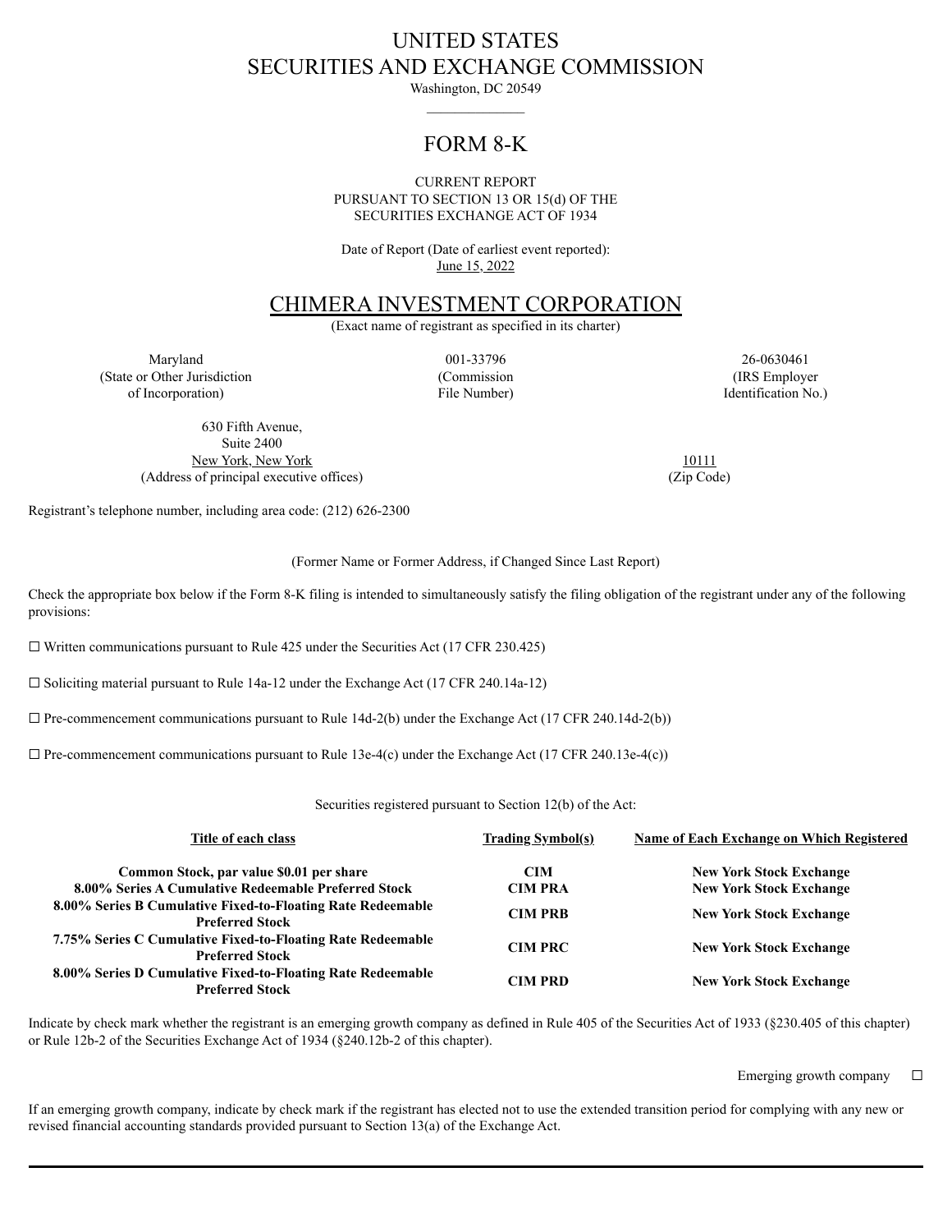# UNITED STATES
# SECURITIES AND EXCHANGE COMMISSION

Washington, DC 20549

## FORM 8-K

CURRENT REPORT
PURSUANT TO SECTION 13 OR 15(d) OF THE
SECURITIES EXCHANGE ACT OF 1934

Date of Report (Date of earliest event reported):
June 15, 2022

## CHIMERA INVESTMENT CORPORATION

(Exact name of registrant as specified in its charter)

| Maryland | 001-33796 | 26-0630461 |
|---|---|---|
| (State or Other Jurisdiction of Incorporation) | (Commission File Number) | (IRS Employer Identification No.) |

| 630 Fifth Avenue, Suite 2400 New York, New York | 10111 |
|---|---|
| (Address of principal executive offices) | (Zip Code) |

Registrant's telephone number, including area code: (212) 626-2300

(Former Name or Former Address, if Changed Since Last Report)

Check the appropriate box below if the Form 8-K filing is intended to simultaneously satisfy the filing obligation of the registrant under any of the following provisions:

☐ Written communications pursuant to Rule 425 under the Securities Act (17 CFR 230.425)

☐ Soliciting material pursuant to Rule 14a-12 under the Exchange Act (17 CFR 240.14a-12)

☐ Pre-commencement communications pursuant to Rule 14d-2(b) under the Exchange Act (17 CFR 240.14d-2(b))

☐ Pre-commencement communications pursuant to Rule 13e-4(c) under the Exchange Act (17 CFR 240.13e-4(c))

Securities registered pursuant to Section 12(b) of the Act:

| Title of each class | Trading Symbol(s) | Name of Each Exchange on Which Registered |
|---|---|---|
| **Common Stock, par value $0.01 per share** | **CIM** | **New York Stock Exchange** |
| **8.00% Series A Cumulative Redeemable Preferred Stock** | **CIM PRA** | **New York Stock Exchange** |
| **8.00% Series B Cumulative Fixed-to-Floating Rate Redeemable Preferred Stock** | **CIM PRB** | **New York Stock Exchange** |
| **7.75% Series C Cumulative Fixed-to-Floating Rate Redeemable Preferred Stock** | **CIM PRC** | **New York Stock Exchange** |
| **8.00% Series D Cumulative Fixed-to-Floating Rate Redeemable Preferred Stock** | **CIM PRD** | **New York Stock Exchange** |

Indicate by check mark whether the registrant is an emerging growth company as defined in Rule 405 of the Securities Act of 1933 (§230.405 of this chapter) or Rule 12b-2 of the Securities Exchange Act of 1934 (§240.12b-2 of this chapter).

Emerging growth company ☐

If an emerging growth company, indicate by check mark if the registrant has elected not to use the extended transition period for complying with any new or revised financial accounting standards provided pursuant to Section 13(a) of the Exchange Act.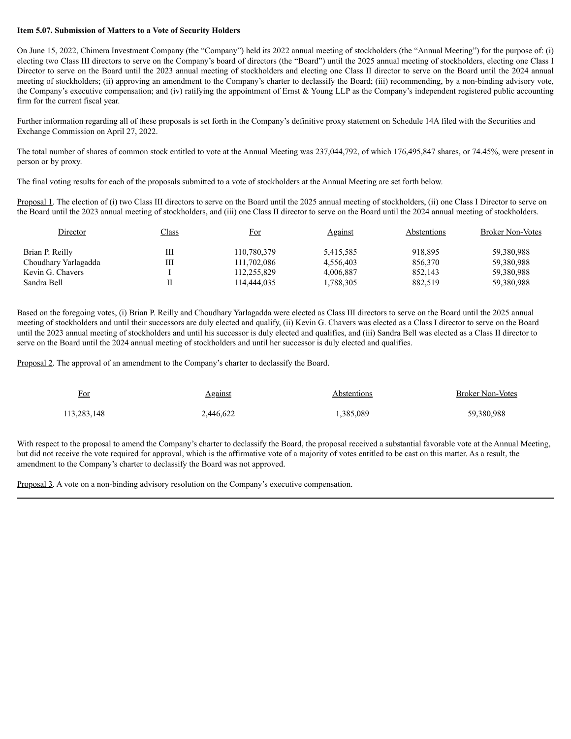**Item 5.07. Submission of Matters to a Vote of Security Holders**

On June 15, 2022, Chimera Investment Company (the "Company") held its 2022 annual meeting of stockholders (the "Annual Meeting") for the purpose of: (i) electing two Class III directors to serve on the Company's board of directors (the "Board") until the 2025 annual meeting of stockholders, electing one Class I Director to serve on the Board until the 2023 annual meeting of stockholders and electing one Class II director to serve on the Board until the 2024 annual meeting of stockholders; (ii) approving an amendment to the Company's charter to declassify the Board; (iii) recommending, by a non-binding advisory vote, the Company's executive compensation; and (iv) ratifying the appointment of Ernst & Young LLP as the Company's independent registered public accounting firm for the current fiscal year.

Further information regarding all of these proposals is set forth in the Company's definitive proxy statement on Schedule 14A filed with the Securities and Exchange Commission on April 27, 2022.

The total number of shares of common stock entitled to vote at the Annual Meeting was 237,044,792, of which 176,495,847 shares, or 74.45%, were present in person or by proxy.

The final voting results for each of the proposals submitted to a vote of stockholders at the Annual Meeting are set forth below.

Proposal 1. The election of (i) two Class III directors to serve on the Board until the 2025 annual meeting of stockholders, (ii) one Class I Director to serve on the Board until the 2023 annual meeting of stockholders, and (iii) one Class II director to serve on the Board until the 2024 annual meeting of stockholders.

| Director | Class | For | Against | Abstentions | Broker Non-Votes |
|---|---|---|---|---|---|
| Brian P. Reilly | III | 110,780,379 | 5,415,585 | 918,895 | 59,380,988 |
| Choudhary Yarlagadda | III | 111,702,086 | 4,556,403 | 856,370 | 59,380,988 |
| Kevin G. Chavers | I | 112,255,829 | 4,006,887 | 852,143 | 59,380,988 |
| Sandra Bell | II | 114,444,035 | 1,788,305 | 882,519 | 59,380,988 |

Based on the foregoing votes, (i) Brian P. Reilly and Choudhary Yarlagadda were elected as Class III directors to serve on the Board until the 2025 annual meeting of stockholders and until their successors are duly elected and qualify, (ii) Kevin G. Chavers was elected as a Class I director to serve on the Board until the 2023 annual meeting of stockholders and until his successor is duly elected and qualifies, and (iii) Sandra Bell was elected as a Class II director to serve on the Board until the 2024 annual meeting of stockholders and until her successor is duly elected and qualifies.

Proposal 2. The approval of an amendment to the Company's charter to declassify the Board.

| For | Against | Abstentions | Broker Non-Votes |
|---|---|---|---|
| 113,283,148 | 2,446,622 | 1,385,089 | 59,380,988 |

With respect to the proposal to amend the Company's charter to declassify the Board, the proposal received a substantial favorable vote at the Annual Meeting, but did not receive the vote required for approval, which is the affirmative vote of a majority of votes entitled to be cast on this matter. As a result, the amendment to the Company's charter to declassify the Board was not approved.

Proposal 3. A vote on a non-binding advisory resolution on the Company's executive compensation.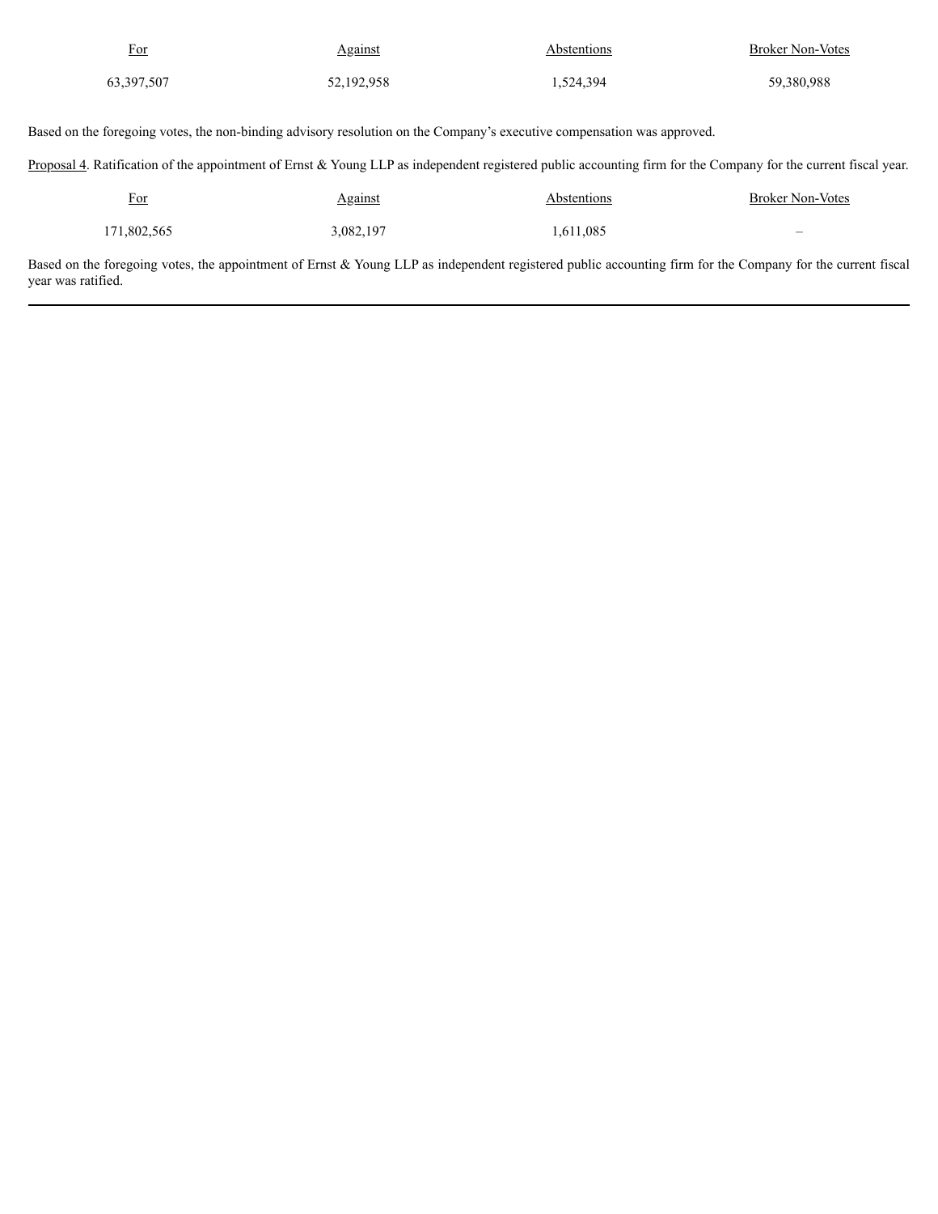| For | Against | Abstentions | Broker Non-Votes |
| --- | --- | --- | --- |
| 63,397,507 | 52,192,958 | 1,524,394 | 59,380,988 |

Based on the foregoing votes, the non-binding advisory resolution on the Company’s executive compensation was approved.

Proposal 4. Ratification of the appointment of Ernst & Young LLP as independent registered public accounting firm for the Company for the current fiscal year.

| For | Against | Abstentions | Broker Non-Votes |
| --- | --- | --- | --- |
| 171,802,565 | 3,082,197 | 1,611,085 | – |

Based on the foregoing votes, the appointment of Ernst & Young LLP as independent registered public accounting firm for the Company for the current fiscal year was ratified.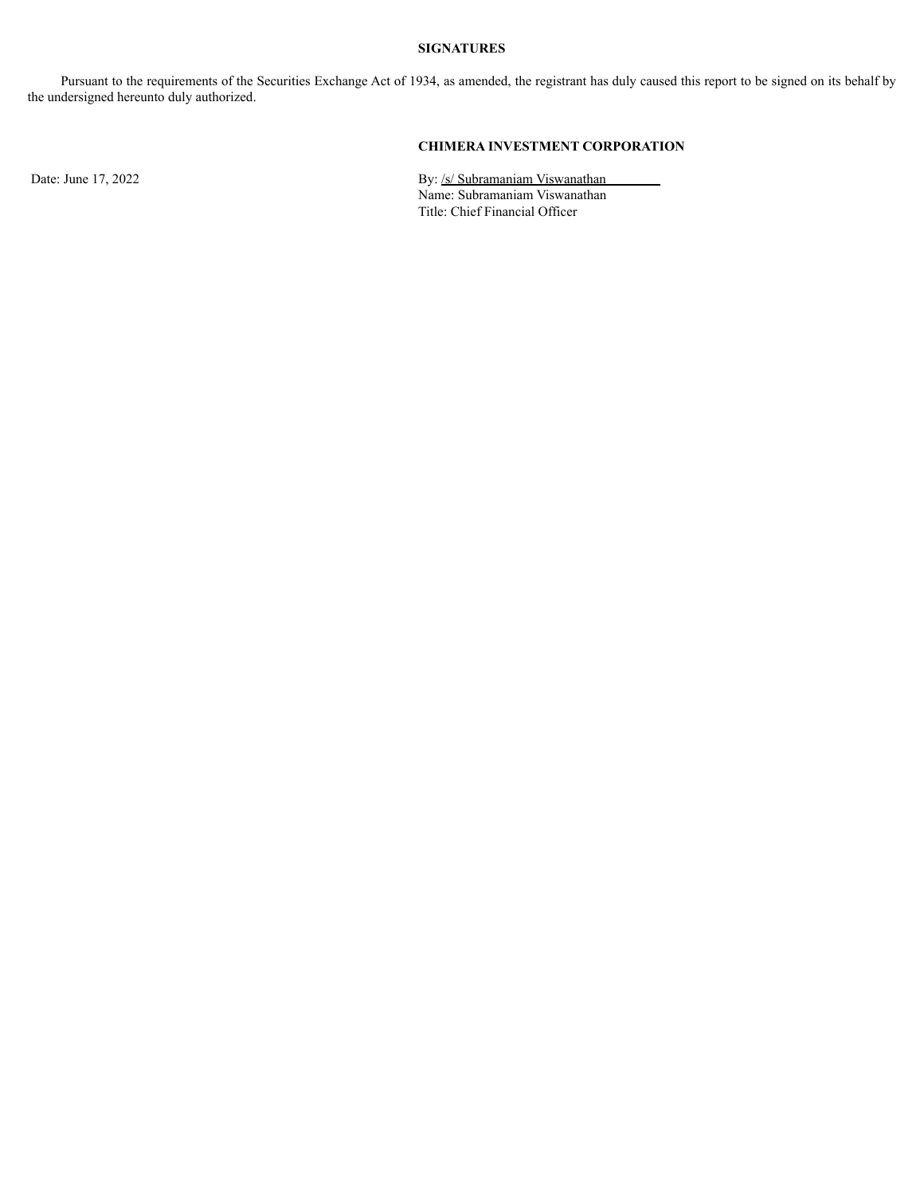**SIGNATURES**

Pursuant to the requirements of the Securities Exchange Act of 1934, as amended, the registrant has duly caused this report to be signed on its behalf by the undersigned hereunto duly authorized.

**CHIMERA INVESTMENT CORPORATION**

Date: June 17, 2022

By: /s/ Subramaniam Viswanathan
Name: Subramaniam Viswanathan
Title: Chief Financial Officer